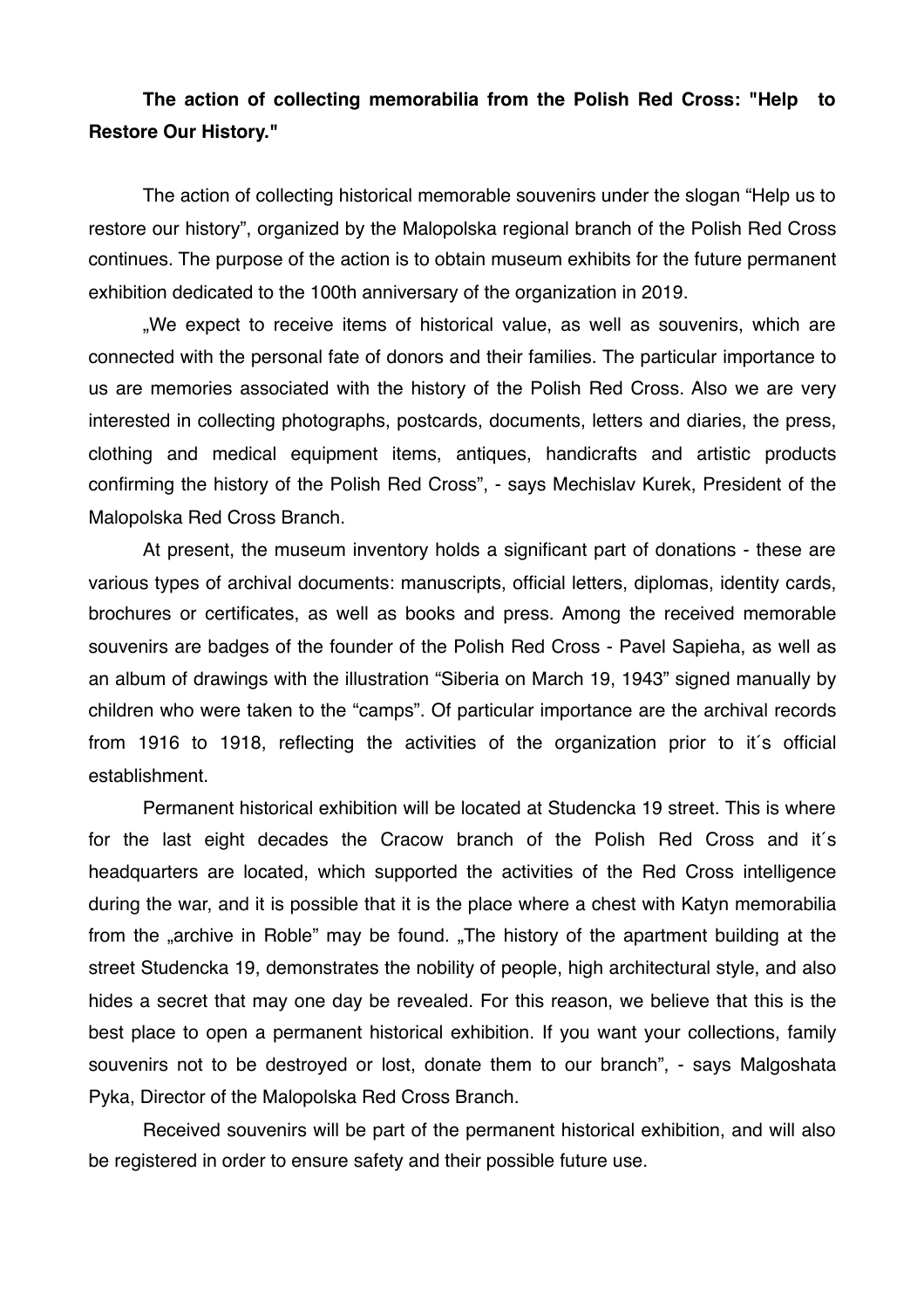**The action of collecting memorabilia from the Polish Red Cross: "Help to Restore Our History."**

The action of collecting historical memorable souvenirs under the slogan “Help us to restore our history”, organized by the Malopolska regional branch of the Polish Red Cross continues. The purpose of the action is to obtain museum exhibits for the future permanent exhibition dedicated to the 100th anniversary of the organization in 2019.

„We expect to receive items of historical value, as well as souvenirs, which are connected with the personal fate of donors and their families. The particular importance to us are memories associated with the history of the Polish Red Cross. Also we are very interested in collecting photographs, postcards, documents, letters and diaries, the press, clothing and medical equipment items, antiques, handicrafts and artistic products confirming the history of the Polish Red Cross”, - says Mechislav Kurek, President of the Malopolska Red Cross Branch.

At present, the museum inventory holds a significant part of donations - these are various types of archival documents: manuscripts, official letters, diplomas, identity cards, brochures or certificates, as well as books and press. Among the received memorable souvenirs are badges of the founder of the Polish Red Cross - Pavel Sapieha, as well as an album of drawings with the illustration “Siberia on March 19, 1943” signed manually by children who were taken to the “camps”. Of particular importance are the archival records from 1916 to 1918, reflecting the activities of the organization prior to it´s official establishment.

Permanent historical exhibition will be located at Studencka 19 street. This is where for the last eight decades the Cracow branch of the Polish Red Cross and it´s headquarters are located, which supported the activities of the Red Cross intelligence during the war, and it is possible that it is the place where a chest with Katyn memorabilia from the „archive in Roble” may be found. „The history of the apartment building at the street Studencka 19, demonstrates the nobility of people, high architectural style, and also hides a secret that may one day be revealed. For this reason, we believe that this is the best place to open a permanent historical exhibition. If you want your collections, family souvenirs not to be destroyed or lost, donate them to our branch”, - says Malgoshata Pyka, Director of the Malopolska Red Cross Branch.

Received souvenirs will be part of the permanent historical exhibition, and will also be registered in order to ensure safety and their possible future use.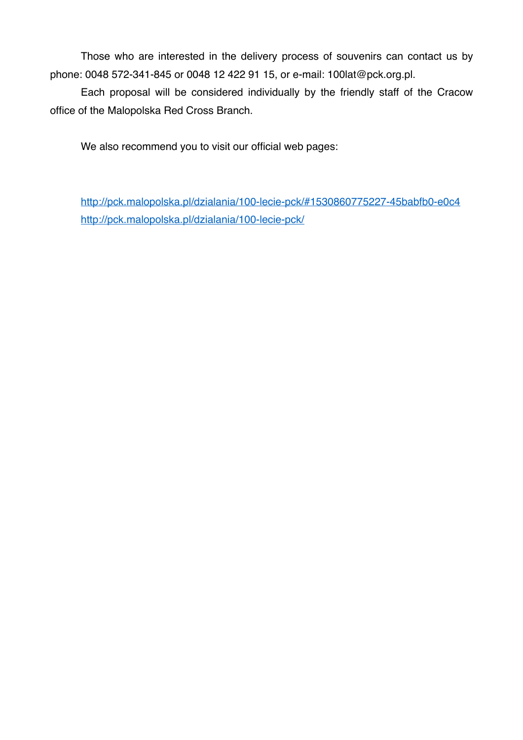Those who are interested in the delivery process of souvenirs can contact us by phone: 0048 572-341-845 or 0048 12 422 91 15, or e-mail: 100lat@pck.org.pl.

Each proposal will be considered individually by the friendly staff of the Cracow office of the Malopolska Red Cross Branch.

We also recommend you to visit our official web pages:

http://pck.malopolska.pl/dzialania/100-lecie-pck/#1530860775227-45babfb0-e0c4
http://pck.malopolska.pl/dzialania/100-lecie-pck/